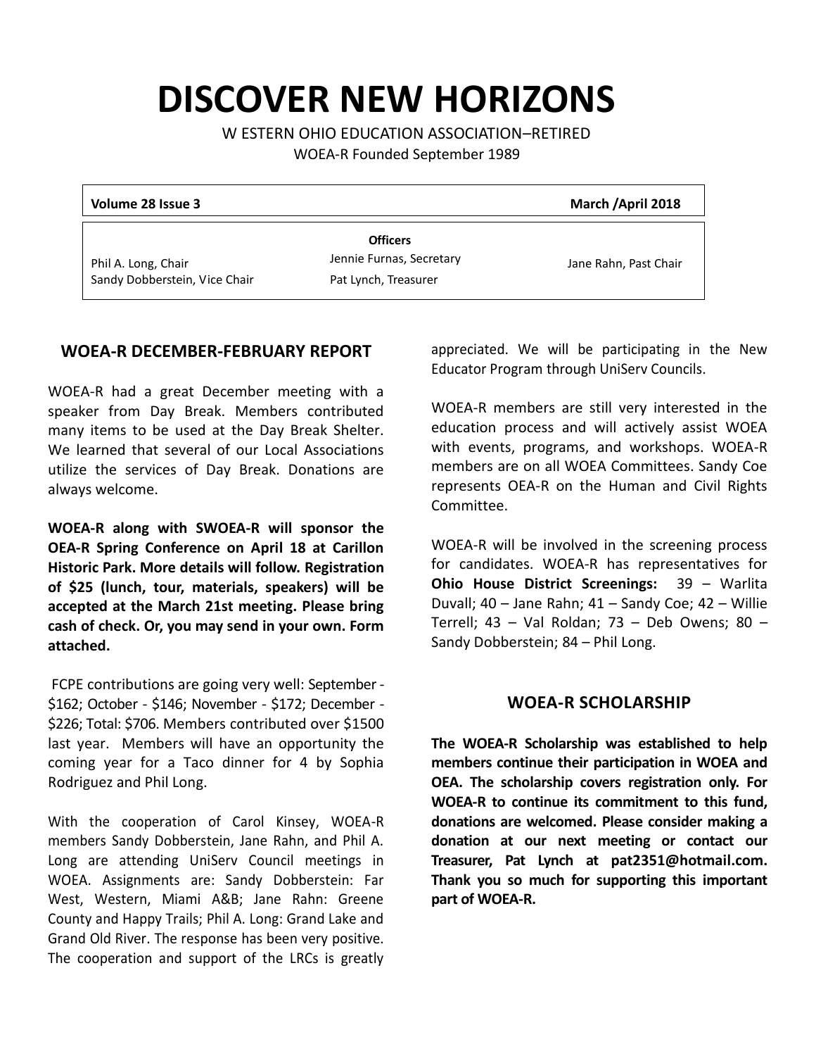# DISCOVER NEW HORIZONS

W ESTERN OHIO EDUCATION ASSOCIATION–RETIRED

WOEA-R Founded September 1989

**Volume 28 Issue 3** **March /April 2018**

**Officers**

Phil A. Long, Chair
Sandy Dobberstein, Vice Chair
Jennie Furnas, Secretary
Pat Lynch, Treasurer
Jane Rahn, Past Chair

## WOEA-R DECEMBER-FEBRUARY REPORT

WOEA-R had a great December meeting with a speaker from Day Break. Members contributed many items to be used at the Day Break Shelter. We learned that several of our Local Associations utilize the services of Day Break. Donations are always welcome.

**WOEA-R along with SWOEA-R will sponsor the OEA-R Spring Conference on April 18 at Carillon Historic Park. More details will follow. Registration of $25 (lunch, tour, materials, speakers) will be accepted at the March 21st meeting. Please bring cash of check. Or, you may send in your own. Form attached.**

FCPE contributions are going very well: September - $162; October - $146; November - $172; December - $226; Total: $706. Members contributed over $1500 last year. Members will have an opportunity the coming year for a Taco dinner for 4 by Sophia Rodriguez and Phil Long.

With the cooperation of Carol Kinsey, WOEA-R members Sandy Dobberstein, Jane Rahn, and Phil A. Long are attending UniServ Council meetings in WOEA. Assignments are: Sandy Dobberstein: Far West, Western, Miami A&B; Jane Rahn: Greene County and Happy Trails; Phil A. Long: Grand Lake and Grand Old River. The response has been very positive. The cooperation and support of the LRCs is greatly appreciated. We will be participating in the New Educator Program through UniServ Councils.

WOEA-R members are still very interested in the education process and will actively assist WOEA with events, programs, and workshops. WOEA-R members are on all WOEA Committees. Sandy Coe represents OEA-R on the Human and Civil Rights Committee.

WOEA-R will be involved in the screening process for candidates. WOEA-R has representatives for **Ohio House District Screenings:** 39 – Warlita Duvall; 40 – Jane Rahn; 41 – Sandy Coe; 42 – Willie Terrell; 43 – Val Roldan; 73 – Deb Owens; 80 – Sandy Dobberstein; 84 – Phil Long.

## WOEA-R SCHOLARSHIP

**The WOEA-R Scholarship was established to help members continue their participation in WOEA and OEA. The scholarship covers registration only. For WOEA-R to continue its commitment to this fund, donations are welcomed. Please consider making a donation at our next meeting or contact our Treasurer, Pat Lynch at pat2351@hotmail.com. Thank you so much for supporting this important part of WOEA-R.**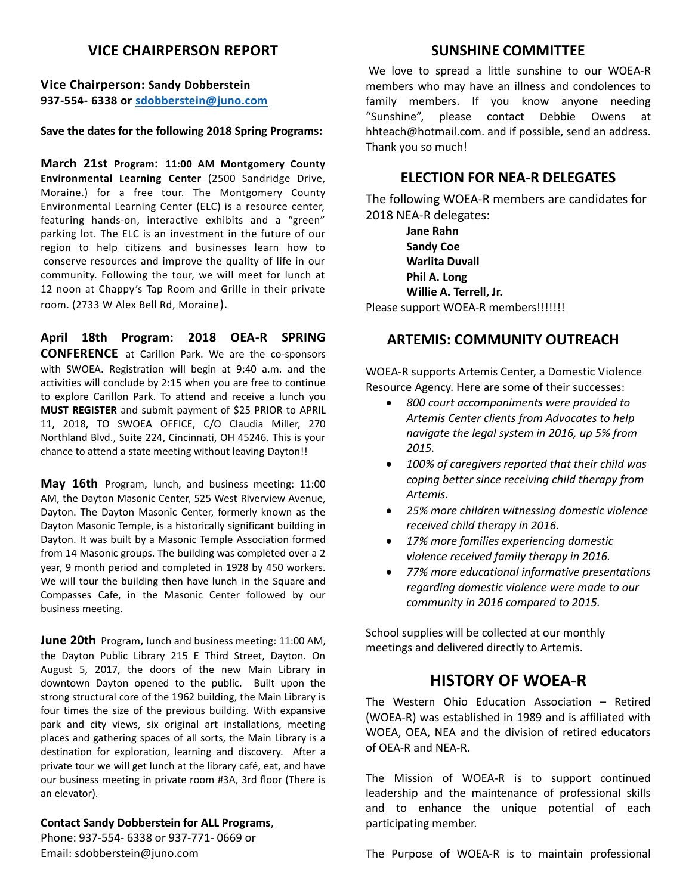## VICE CHAIRPERSON REPORT

**Vice Chairperson: Sandy Dobberstein**
**937-554- 6338 or sdobberstein@juno.com**

**Save the dates for the following 2018 Spring Programs:**

**March 21st Program: 11:00 AM Montgomery County Environmental Learning Center** (2500 Sandridge Drive, Moraine.) for a free tour. The Montgomery County Environmental Learning Center (ELC) is a resource center, featuring hands-on, interactive exhibits and a "green" parking lot. The ELC is an investment in the future of our region to help citizens and businesses learn how to conserve resources and improve the quality of life in our community. Following the tour, we will meet for lunch at 12 noon at Chappy's Tap Room and Grille in their private room. (2733 W Alex Bell Rd, Moraine).

**April 18th Program: 2018 OEA-R SPRING CONFERENCE** at Carillon Park. We are the co-sponsors with SWOEA. Registration will begin at 9:40 a.m. and the activities will conclude by 2:15 when you are free to continue to explore Carillon Park. To attend and receive a lunch you **MUST REGISTER** and submit payment of $25 PRIOR to APRIL 11, 2018, TO SWOEA OFFICE, C/O Claudia Miller, 270 Northland Blvd., Suite 224, Cincinnati, OH 45246. This is your chance to attend a state meeting without leaving Dayton!!

**May 16th** Program, lunch, and business meeting: 11:00 AM, the Dayton Masonic Center, 525 West Riverview Avenue, Dayton. The Dayton Masonic Center, formerly known as the Dayton Masonic Temple, is a historically significant building in Dayton. It was built by a Masonic Temple Association formed from 14 Masonic groups. The building was completed over a 2 year, 9 month period and completed in 1928 by 450 workers. We will tour the building then have lunch in the Square and Compasses Cafe, in the Masonic Center followed by our business meeting.

**June 20th** Program, lunch and business meeting: 11:00 AM, the Dayton Public Library 215 E Third Street, Dayton. On August 5, 2017, the doors of the new Main Library in downtown Dayton opened to the public. Built upon the strong structural core of the 1962 building, the Main Library is four times the size of the previous building. With expansive park and city views, six original art installations, meeting places and gathering spaces of all sorts, the Main Library is a destination for exploration, learning and discovery. After a private tour we will get lunch at the library café, eat, and have our business meeting in private room #3A, 3rd floor (There is an elevator).

**Contact Sandy Dobberstein for ALL Programs**,
Phone: 937-554- 6338 or 937-771- 0669 or
Email: sdobberstein@juno.com

## SUNSHINE COMMITTEE

We love to spread a little sunshine to our WOEA-R members who may have an illness and condolences to family members. If you know anyone needing "Sunshine", please contact Debbie Owens at hhteach@hotmail.com. and if possible, send an address. Thank you so much!

## ELECTION FOR NEA-R DELEGATES

The following WOEA-R members are candidates for 2018 NEA-R delegates:

**Jane Rahn**
**Sandy Coe**
**Warlita Duvall**
**Phil A. Long**
**Willie A. Terrell, Jr.**

Please support WOEA-R members!!!!!!!

## ARTEMIS: COMMUNITY OUTREACH

WOEA-R supports Artemis Center, a Domestic Violence Resource Agency. Here are some of their successes:

- *800 court accompaniments were provided to Artemis Center clients from Advocates to help navigate the legal system in 2016, up 5% from 2015.*
- *100% of caregivers reported that their child was coping better since receiving child therapy from Artemis.*
- *25% more children witnessing domestic violence received child therapy in 2016.*
- *17% more families experiencing domestic violence received family therapy in 2016.*
- *77% more educational informative presentations regarding domestic violence were made to our community in 2016 compared to 2015.*

School supplies will be collected at our monthly meetings and delivered directly to Artemis.

## HISTORY OF WOEA-R

The Western Ohio Education Association – Retired (WOEA-R) was established in 1989 and is affiliated with WOEA, OEA, NEA and the division of retired educators of OEA-R and NEA-R.

The Mission of WOEA-R is to support continued leadership and the maintenance of professional skills and to enhance the unique potential of each participating member.

The Purpose of WOEA-R is to maintain professional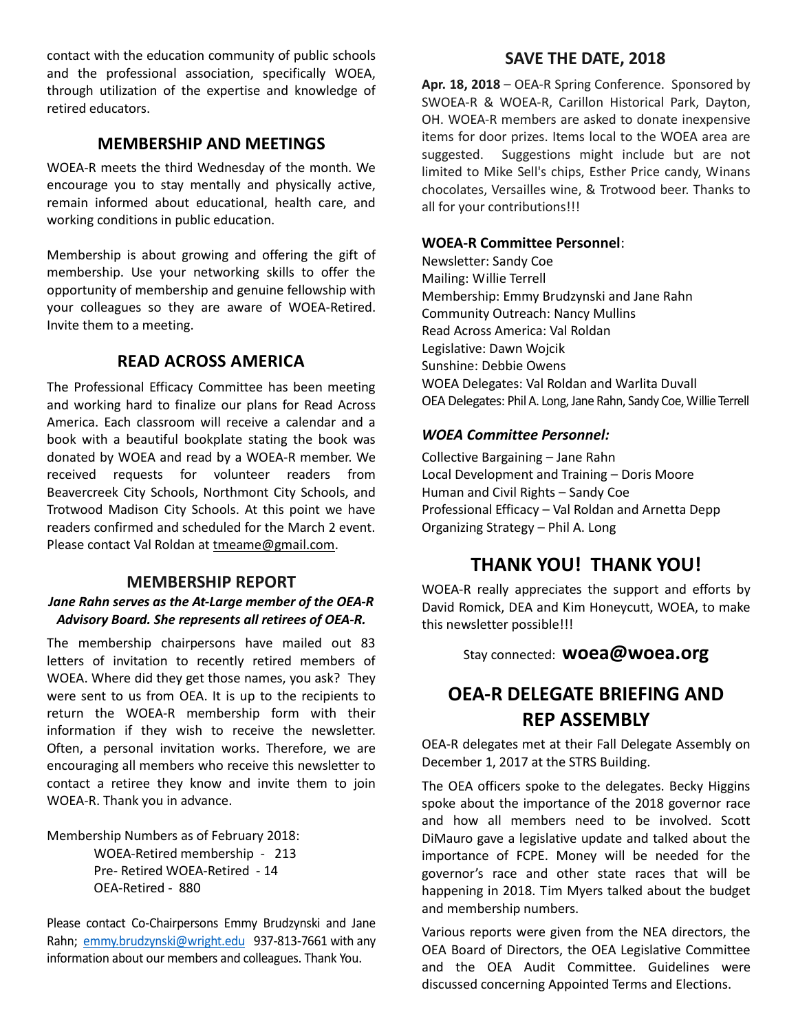contact with the education community of public schools and the professional association, specifically WOEA, through utilization of the expertise and knowledge of retired educators.

## MEMBERSHIP AND MEETINGS

WOEA-R meets the third Wednesday of the month. We encourage you to stay mentally and physically active, remain informed about educational, health care, and working conditions in public education.

Membership is about growing and offering the gift of membership. Use your networking skills to offer the opportunity of membership and genuine fellowship with your colleagues so they are aware of WOEA-Retired. Invite them to a meeting.

## READ ACROSS AMERICA

The Professional Efficacy Committee has been meeting and working hard to finalize our plans for Read Across America. Each classroom will receive a calendar and a book with a beautiful bookplate stating the book was donated by WOEA and read by a WOEA-R member. We received requests for volunteer readers from Beavercreek City Schools, Northmont City Schools, and Trotwood Madison City Schools. At this point we have readers confirmed and scheduled for the March 2 event. Please contact Val Roldan at tmeame@gmail.com.

## MEMBERSHIP REPORT

***Jane Rahn serves as the At-Large member of the OEA-R Advisory Board. She represents all retirees of OEA-R.***

The membership chairpersons have mailed out 83 letters of invitation to recently retired members of WOEA. Where did they get those names, you ask? They were sent to us from OEA. It is up to the recipients to return the WOEA-R membership form with their information if they wish to receive the newsletter. Often, a personal invitation works. Therefore, we are encouraging all members who receive this newsletter to contact a retiree they know and invite them to join WOEA-R. Thank you in advance.

Membership Numbers as of February 2018:

- WOEA-Retired membership - 213
- Pre- Retired WOEA-Retired - 14
- OEA-Retired - 880

Please contact Co-Chairpersons Emmy Brudzynski and Jane Rahn; emmy.brudzynski@wright.edu 937-813-7661 with any information about our members and colleagues. Thank You.

## SAVE THE DATE, 2018

**Apr. 18, 2018** – OEA-R Spring Conference. Sponsored by SWOEA-R & WOEA-R, Carillon Historical Park, Dayton, OH. WOEA-R members are asked to donate inexpensive items for door prizes. Items local to the WOEA area are suggested. Suggestions might include but are not limited to Mike Sell's chips, Esther Price candy, Winans chocolates, Versailles wine, & Trotwood beer. Thanks to all for your contributions!!!

**WOEA-R Committee Personnel**:

Newsletter: Sandy Coe
Mailing: Willie Terrell
Membership: Emmy Brudzynski and Jane Rahn
Community Outreach: Nancy Mullins
Read Across America: Val Roldan
Legislative: Dawn Wojcik
Sunshine: Debbie Owens
WOEA Delegates: Val Roldan and Warlita Duvall
OEA Delegates: Phil A. Long, Jane Rahn, Sandy Coe, Willie Terrell

***WOEA Committee Personnel:***

Collective Bargaining – Jane Rahn
Local Development and Training – Doris Moore
Human and Civil Rights – Sandy Coe
Professional Efficacy – Val Roldan and Arnetta Depp
Organizing Strategy – Phil A. Long

## THANK YOU! THANK YOU!

WOEA-R really appreciates the support and efforts by David Romick, DEA and Kim Honeycutt, WOEA, to make this newsletter possible!!!

Stay connected: **woea@woea.org**

## OEA-R DELEGATE BRIEFING AND REP ASSEMBLY

OEA-R delegates met at their Fall Delegate Assembly on December 1, 2017 at the STRS Building.

The OEA officers spoke to the delegates. Becky Higgins spoke about the importance of the 2018 governor race and how all members need to be involved. Scott DiMauro gave a legislative update and talked about the importance of FCPE. Money will be needed for the governor's race and other state races that will be happening in 2018. Tim Myers talked about the budget and membership numbers.

Various reports were given from the NEA directors, the OEA Board of Directors, the OEA Legislative Committee and the OEA Audit Committee. Guidelines were discussed concerning Appointed Terms and Elections.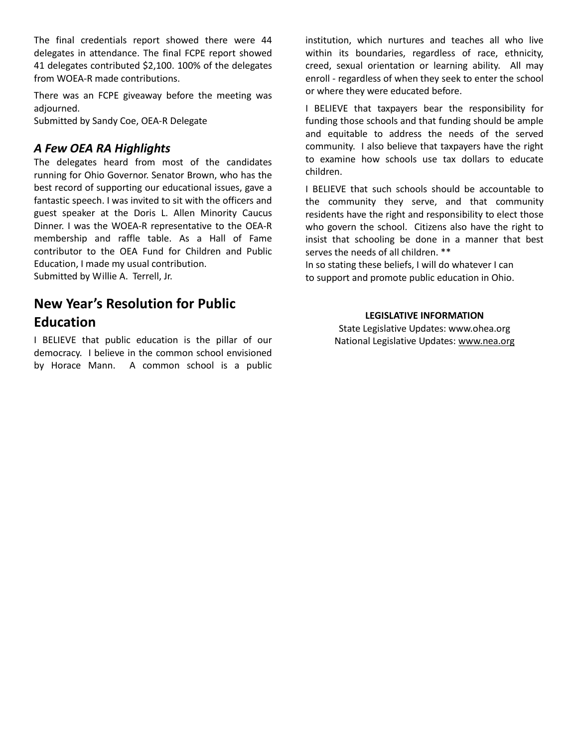The final credentials report showed there were 44 delegates in attendance. The final FCPE report showed 41 delegates contributed $2,100. 100% of the delegates from WOEA-R made contributions.

There was an FCPE giveaway before the meeting was adjourned.
Submitted by Sandy Coe, OEA-R Delegate

### *A Few OEA RA Highlights*

The delegates heard from most of the candidates running for Ohio Governor. Senator Brown, who has the best record of supporting our educational issues, gave a fantastic speech. I was invited to sit with the officers and guest speaker at the Doris L. Allen Minority Caucus Dinner. I was the WOEA-R representative to the OEA-R membership and raffle table. As a Hall of Fame contributor to the OEA Fund for Children and Public Education, I made my usual contribution.
Submitted by Willie A. Terrell, Jr.

## New Year's Resolution for Public Education

I BELIEVE that public education is the pillar of our democracy. I believe in the common school envisioned by Horace Mann. A common school is a public institution, which nurtures and teaches all who live within its boundaries, regardless of race, ethnicity, creed, sexual orientation or learning ability. All may enroll - regardless of when they seek to enter the school or where they were educated before.

I BELIEVE that taxpayers bear the responsibility for funding those schools and that funding should be ample and equitable to address the needs of the served community. I also believe that taxpayers have the right to examine how schools use tax dollars to educate children.

I BELIEVE that such schools should be accountable to the community they serve, and that community residents have the right and responsibility to elect those who govern the school. Citizens also have the right to insist that schooling be done in a manner that best serves the needs of all children. **
In so stating these beliefs, I will do whatever I can to support and promote public education in Ohio.

**LEGISLATIVE INFORMATION**

State Legislative Updates: www.ohea.org
National Legislative Updates: www.nea.org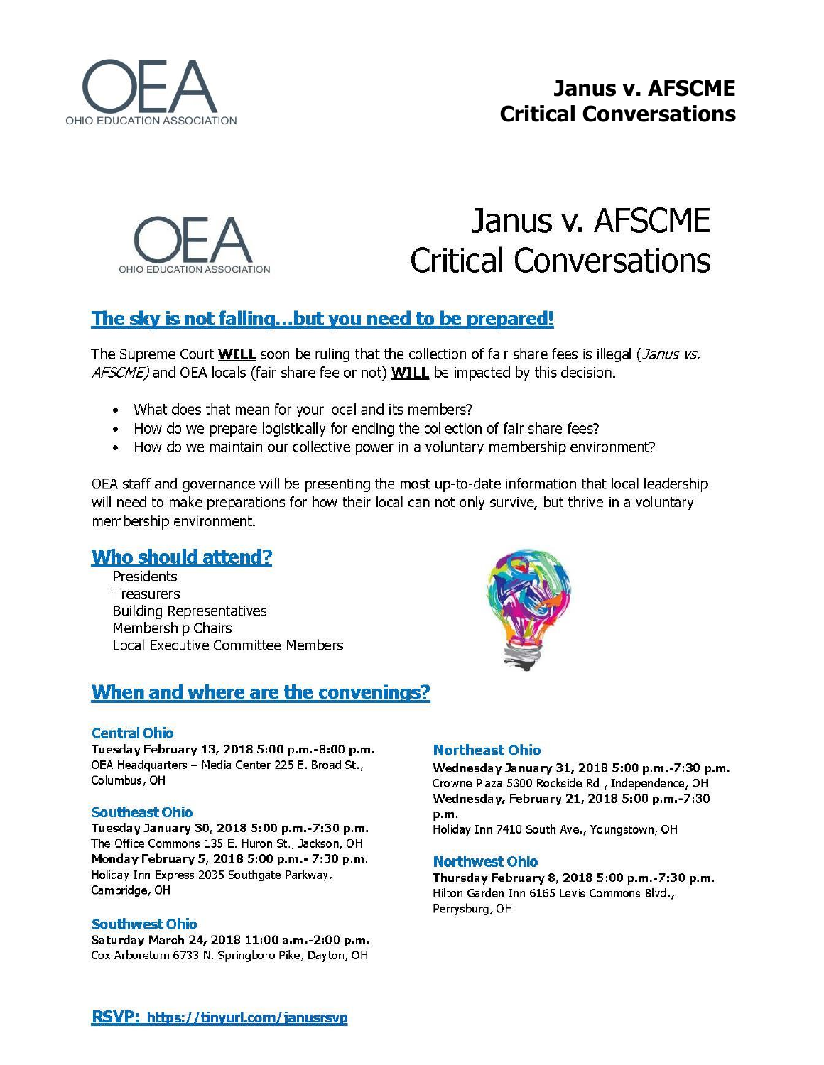OEA
OHIO EDUCATION ASSOCIATION

# Janus v. AFSCME Critical Conversations

OEA
OHIO EDUCATION ASSOCIATION

# Janus v. AFSCME Critical Conversations

## The sky is not falling…but you need to be prepared!

The Supreme Court **WILL** soon be ruling that the collection of fair share fees is illegal (*Janus vs. AFSCME)* and OEA locals (fair share fee or not) **WILL** be impacted by this decision.

- What does that mean for your local and its members?
- How do we prepare logistically for ending the collection of fair share fees?
- How do we maintain our collective power in a voluntary membership environment?

OEA staff and governance will be presenting the most up-to-date information that local leadership will need to make preparations for how their local can not only survive, but thrive in a voluntary membership environment.

## Who should attend?

Presidents
Treasurers
Building Representatives
Membership Chairs
Local Executive Committee Members

## When and where are the convenings?

### Central Ohio

**Tuesday February 13, 2018 5:00 p.m.-8:00 p.m.**
OEA Headquarters – Media Center 225 E. Broad St., Columbus, OH

### Southeast Ohio

**Tuesday January 30, 2018 5:00 p.m.-7:30 p.m.**
The Office Commons 135 E. Huron St., Jackson, OH
**Monday February 5, 2018 5:00 p.m.- 7:30 p.m.**
Holiday Inn Express 2035 Southgate Parkway, Cambridge, OH

### Southwest Ohio

**Saturday March 24, 2018 11:00 a.m.-2:00 p.m.**
Cox Arboretum 6733 N. Springboro Pike, Dayton, OH

### Northeast Ohio

**Wednesday January 31, 2018 5:00 p.m.-7:30 p.m.**
Crowne Plaza 5300 Rockside Rd., Independence, OH
**Wednesday, February 21, 2018 5:00 p.m.-7:30 p.m.**
Holiday Inn 7410 South Ave., Youngstown, OH

### Northwest Ohio

**Thursday February 8, 2018 5:00 p.m.-7:30 p.m.**
Hilton Garden Inn 6165 Levis Commons Blvd., Perrysburg, OH

**RSVP:** https://tinyurl.com/janusrsvp